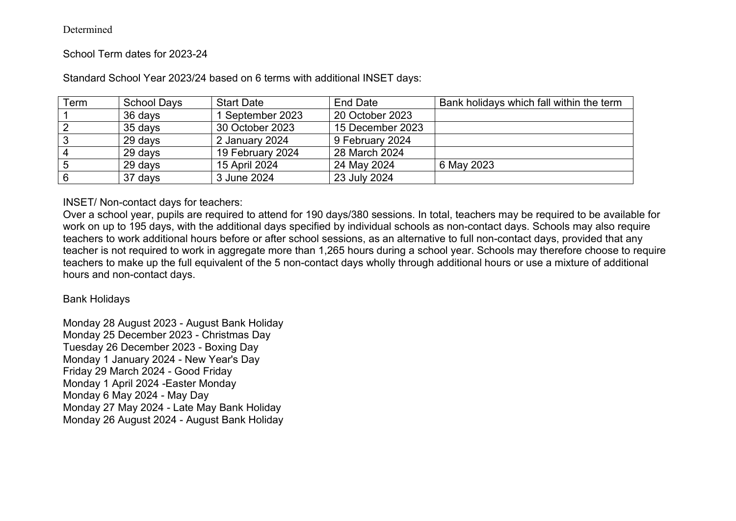Determined

School Term dates for 2023-24

Standard School Year 2023/24 based on 6 terms with additional INSET days:

| Term | School Days | Start Date | End Date | Bank holidays which fall within the term |
|---|---|---|---|---|
| 1 | 36 days | 1 September 2023 | 20 October 2023 | |
| 2 | 35 days | 30 October 2023 | 15 December 2023 | |
| 3 | 29 days | 2 January 2024 | 9 February 2024 | |
| 4 | 29 days | 19 February 2024 | 28 March 2024 | |
| 5 | 29 days | 15 April 2024 | 24 May 2024 | 6 May 2023 |
| 6 | 37 days | 3 June 2024 | 23 July 2024 | |

INSET/ Non-contact days for teachers:

Over a school year, pupils are required to attend for 190 days/380 sessions. In total, teachers may be required to be available for work on up to 195 days, with the additional days specified by individual schools as non-contact days. Schools may also require teachers to work additional hours before or after school sessions, as an alternative to full non-contact days, provided that any teacher is not required to work in aggregate more than 1,265 hours during a school year. Schools may therefore choose to require teachers to make up the full equivalent of the 5 non-contact days wholly through additional hours or use a mixture of additional hours and non-contact days.

Bank Holidays

Monday 28 August 2023 - August Bank Holiday
Monday 25 December 2023 - Christmas Day
Tuesday 26 December 2023 - Boxing Day
Monday 1 January 2024 - New Year's Day
Friday 29 March 2024 - Good Friday
Monday 1 April 2024 -Easter Monday
Monday 6 May 2024 - May Day
Monday 27 May 2024 - Late May Bank Holiday
Monday 26 August 2024 - August Bank Holiday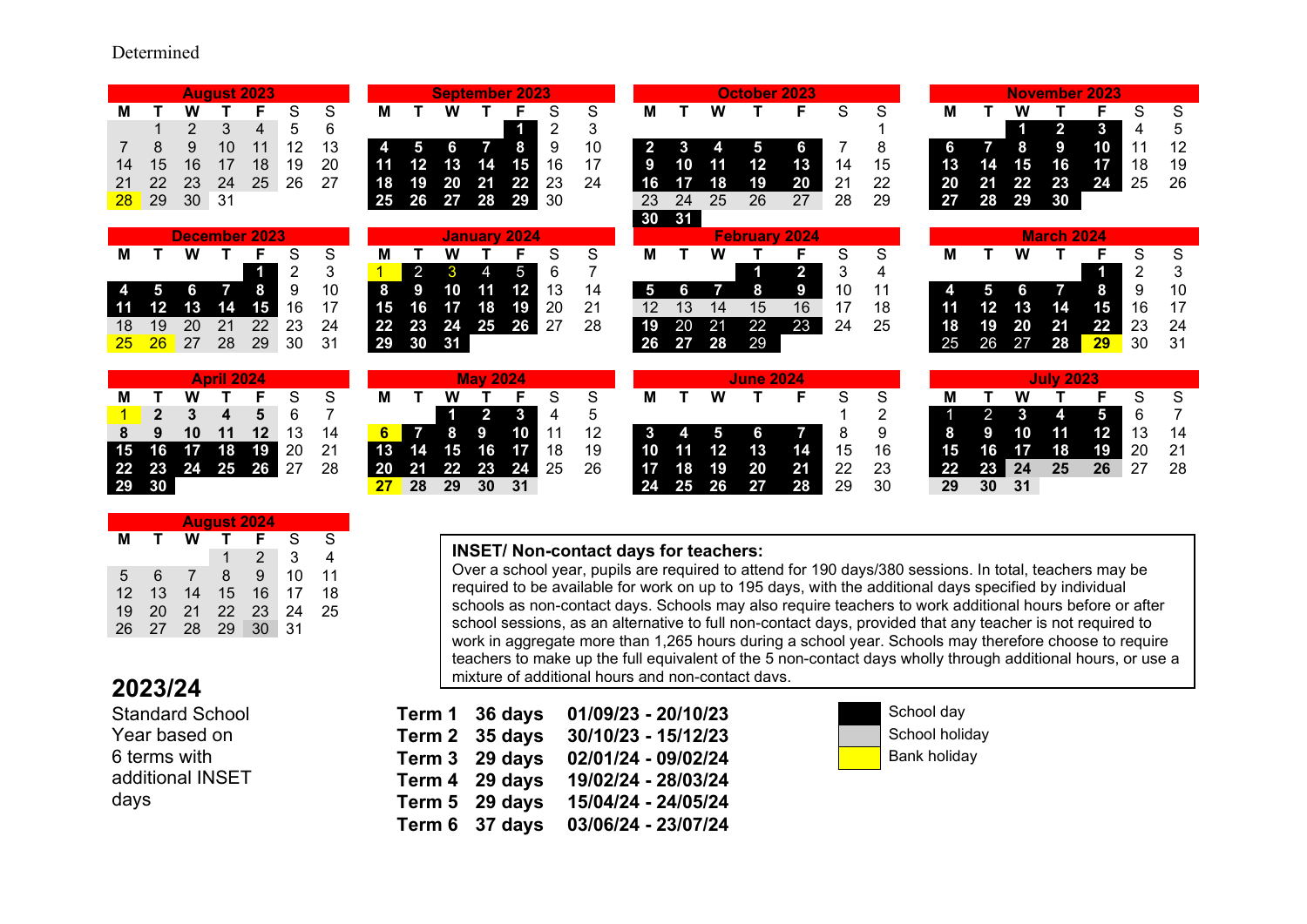Determined

**August 2023**

| M | T | W | T | F | S | S |
|---|---|---|---|---|---|---|
| | 1 | 2 | 3 | 4 | 5 | 6 |
| 7 | 8 | 9 | 10 | 11 | 12 | 13 |
| 14 | 15 | 16 | 17 | 18 | 19 | 20 |
| 21 | 22 | 23 | 24 | 25 | 26 | 27 |
| 28 | 29 | 30 | 31 | | | |

**September 2023**

| M | T | W | T | F | S | S |
|---|---|---|---|---|---|---|
| | | | | 1 | 2 | 3 |
| 4 | 5 | 6 | 7 | 8 | 9 | 10 |
| 11 | 12 | 13 | 14 | 15 | 16 | 17 |
| 18 | 19 | 20 | 21 | 22 | 23 | 24 |
| 25 | 26 | 27 | 28 | 29 | 30 | |

**October 2023**

| M | T | W | T | F | S | S |
|---|---|---|---|---|---|---|
| | | | | | | 1 |
| 2 | 3 | 4 | 5 | 6 | 7 | 8 |
| 9 | 10 | 11 | 12 | 13 | 14 | 15 |
| 16 | 17 | 18 | 19 | 20 | 21 | 22 |
| 23 | 24 | 25 | 26 | 27 | 28 | 29 |
| 30 | 31 | | | | | |

**November 2023**

| M | T | W | T | F | S | S |
|---|---|---|---|---|---|---|
| | | 1 | 2 | 3 | 4 | 5 |
| 6 | 7 | 8 | 9 | 10 | 11 | 12 |
| 13 | 14 | 15 | 16 | 17 | 18 | 19 |
| 20 | 21 | 22 | 23 | 24 | 25 | 26 |
| 27 | 28 | 29 | 30 | | | |

**December 2023**

| M | T | W | T | F | S | S |
|---|---|---|---|---|---|---|
| | | | | 1 | 2 | 3 |
| 4 | 5 | 6 | 7 | 8 | 9 | 10 |
| 11 | 12 | 13 | 14 | 15 | 16 | 17 |
| 18 | 19 | 20 | 21 | 22 | 23 | 24 |
| 25 | 26 | 27 | 28 | 29 | 30 | 31 |

**January 2024**

| M | T | W | T | F | S | S |
|---|---|---|---|---|---|---|
| 1 | 2 | 3 | 4 | 5 | 6 | 7 |
| 8 | 9 | 10 | 11 | 12 | 13 | 14 |
| 15 | 16 | 17 | 18 | 19 | 20 | 21 |
| 22 | 23 | 24 | 25 | 26 | 27 | 28 |
| 29 | 30 | 31 | | | | |

**February 2024**

| M | T | W | T | F | S | S |
|---|---|---|---|---|---|---|
| | | | 1 | 2 | 3 | 4 |
| 5 | 6 | 7 | 8 | 9 | 10 | 11 |
| 12 | 13 | 14 | 15 | 16 | 17 | 18 |
| 19 | 20 | 21 | 22 | 23 | 24 | 25 |
| 26 | 27 | 28 | 29 | | | |

**March 2024**

| M | T | W | T | F | S | S |
|---|---|---|---|---|---|---|
| | | | | 1 | 2 | 3 |
| 4 | 5 | 6 | 7 | 8 | 9 | 10 |
| 11 | 12 | 13 | 14 | 15 | 16 | 17 |
| 18 | 19 | 20 | 21 | 22 | 23 | 24 |
| 25 | 26 | 27 | 28 | 29 | 30 | 31 |

**April 2024**

| M | T | W | T | F | S | S |
|---|---|---|---|---|---|---|
| 1 | 2 | 3 | 4 | 5 | 6 | 7 |
| 8 | 9 | 10 | 11 | 12 | 13 | 14 |
| 15 | 16 | 17 | 18 | 19 | 20 | 21 |
| 22 | 23 | 24 | 25 | 26 | 27 | 28 |
| 29 | 30 | | | | | |

**May 2024**

| M | T | W | T | F | S | S |
|---|---|---|---|---|---|---|
| | | 1 | 2 | 3 | 4 | 5 |
| 6 | 7 | 8 | 9 | 10 | 11 | 12 |
| 13 | 14 | 15 | 16 | 17 | 18 | 19 |
| 20 | 21 | 22 | 23 | 24 | 25 | 26 |
| 27 | 28 | 29 | 30 | 31 | | |

**June 2024**

| M | T | W | T | F | S | S |
|---|---|---|---|---|---|---|
| | | | | | 1 | 2 |
| 3 | 4 | 5 | 6 | 7 | 8 | 9 |
| 10 | 11 | 12 | 13 | 14 | 15 | 16 |
| 17 | 18 | 19 | 20 | 21 | 22 | 23 |
| 24 | 25 | 26 | 27 | 28 | 29 | 30 |

**July 2023**

| M | T | W | T | F | S | S |
|---|---|---|---|---|---|---|
| 1 | 2 | 3 | 4 | 5 | 6 | 7 |
| 8 | 9 | 10 | 11 | 12 | 13 | 14 |
| 15 | 16 | 17 | 18 | 19 | 20 | 21 |
| 22 | 23 | 24 | 25 | 26 | 27 | 28 |
| 29 | 30 | 31 | | | | |

**August 2024**

| M | T | W | T | F | S | S |
|---|---|---|---|---|---|---|
| | | | 1 | 2 | 3 | 4 |
| 5 | 6 | 7 | 8 | 9 | 10 | 11 |
| 12 | 13 | 14 | 15 | 16 | 17 | 18 |
| 19 | 20 | 21 | 22 | 23 | 24 | 25 |
| 26 | 27 | 28 | 29 | 30 | 31 | |

**INSET/ Non-contact days for teachers:**
Over a school year, pupils are required to attend for 190 days/380 sessions. In total, teachers may be required to be available for work on up to 195 days, with the additional days specified by individual schools as non-contact days. Schools may also require teachers to work additional hours before or after school sessions, as an alternative to full non-contact days, provided that any teacher is not required to work in aggregate more than 1,265 hours during a school year. Schools may therefore choose to require teachers to make up the full equivalent of the 5 non-contact days wholly through additional hours, or use a mixture of additional hours and non-contact days.

## 2023/24

Standard School Year based on 6 terms with additional INSET days

| | | |
|---|---|---|
| **Term 1** | **36 days** | **01/09/23 - 20/10/23** |
| **Term 2** | **35 days** | **30/10/23 - 15/12/23** |
| **Term 3** | **29 days** | **02/01/24 - 09/02/24** |
| **Term 4** | **29 days** | **19/02/24 - 28/03/24** |
| **Term 5** | **29 days** | **15/04/24 - 24/05/24** |
| **Term 6** | **37 days** | **03/06/24 - 23/07/24** |

- School day
- School holiday
- Bank holiday